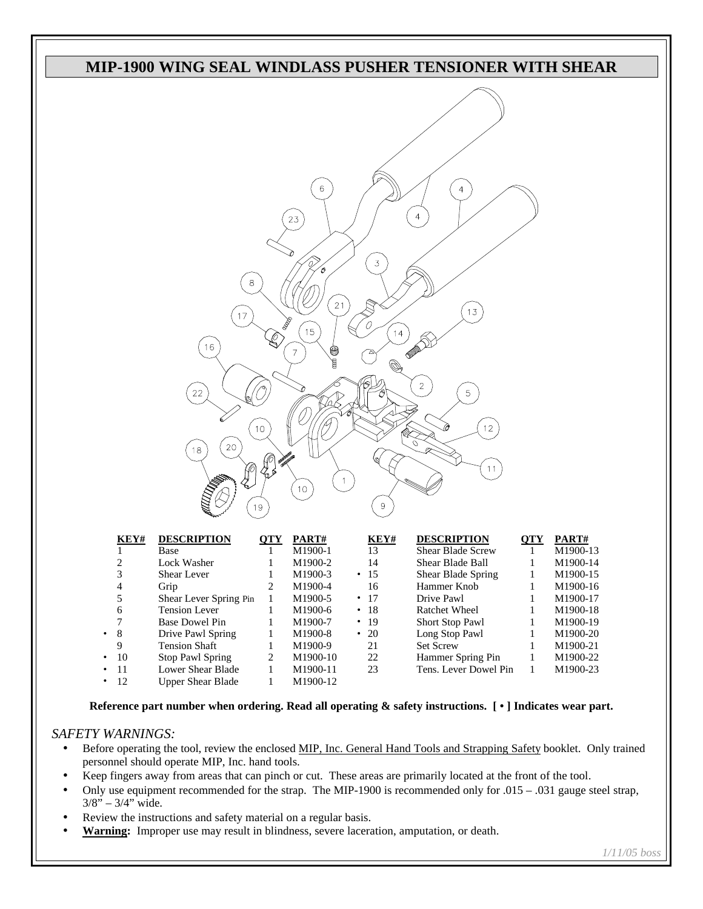# MIP-1900 WING SEAL WINDLASS PUSHER TENSIONER WITH SHEAR

| KEY# | DESCRIPTION | QTY | PART# | KEY# | DESCRIPTION | QTY | PART# |
|---|---|---|---|---|---|---|---|
| 1 | Base | 1 | M1900-1 | 13 | Shear Blade Screw | 1 | M1900-13 |
| 2 | Lock Washer | 1 | M1900-2 | 14 | Shear Blade Ball | 1 | M1900-14 |
| 3 | Shear Lever | 1 | M1900-3 | • 15 | Shear Blade Spring | 1 | M1900-15 |
| 4 | Grip | 2 | M1900-4 | 16 | Hammer Knob | 1 | M1900-16 |
| 5 | Shear Lever Spring Pin | 1 | M1900-5 | • 17 | Drive Pawl | 1 | M1900-17 |
| 6 | Tension Lever | 1 | M1900-6 | • 18 | Ratchet Wheel | 1 | M1900-18 |
| 7 | Base Dowel Pin | 1 | M1900-7 | • 19 | Short Stop Pawl | 1 | M1900-19 |
| • 8 | Drive Pawl Spring | 1 | M1900-8 | • 20 | Long Stop Pawl | 1 | M1900-20 |
| 9 | Tension Shaft | 1 | M1900-9 | 21 | Set Screw | 1 | M1900-21 |
| • 10 | Stop Pawl Spring | 2 | M1900-10 | 22 | Hammer Spring Pin | 1 | M1900-22 |
| • 11 | Lower Shear Blade | 1 | M1900-11 | 23 | Tens. Lever Dowel Pin | 1 | M1900-23 |
| • 12 | Upper Shear Blade | 1 | M1900-12 | | | | |

**Reference part number when ordering. Read all operating & safety instructions. [ • ] Indicates wear part.**

*SAFETY WARNINGS:*

- Before operating the tool, review the enclosed MIP, Inc. General Hand Tools and Strapping Safety booklet. Only trained personnel should operate MIP, Inc. hand tools.
- Keep fingers away from areas that can pinch or cut. These areas are primarily located at the front of the tool.
- Only use equipment recommended for the strap. The MIP-1900 is recommended only for .015 – .031 gauge steel strap, 3/8" – 3/4" wide.
- Review the instructions and safety material on a regular basis.
- **Warning:** Improper use may result in blindness, severe laceration, amputation, or death.

*1/11/05 boss*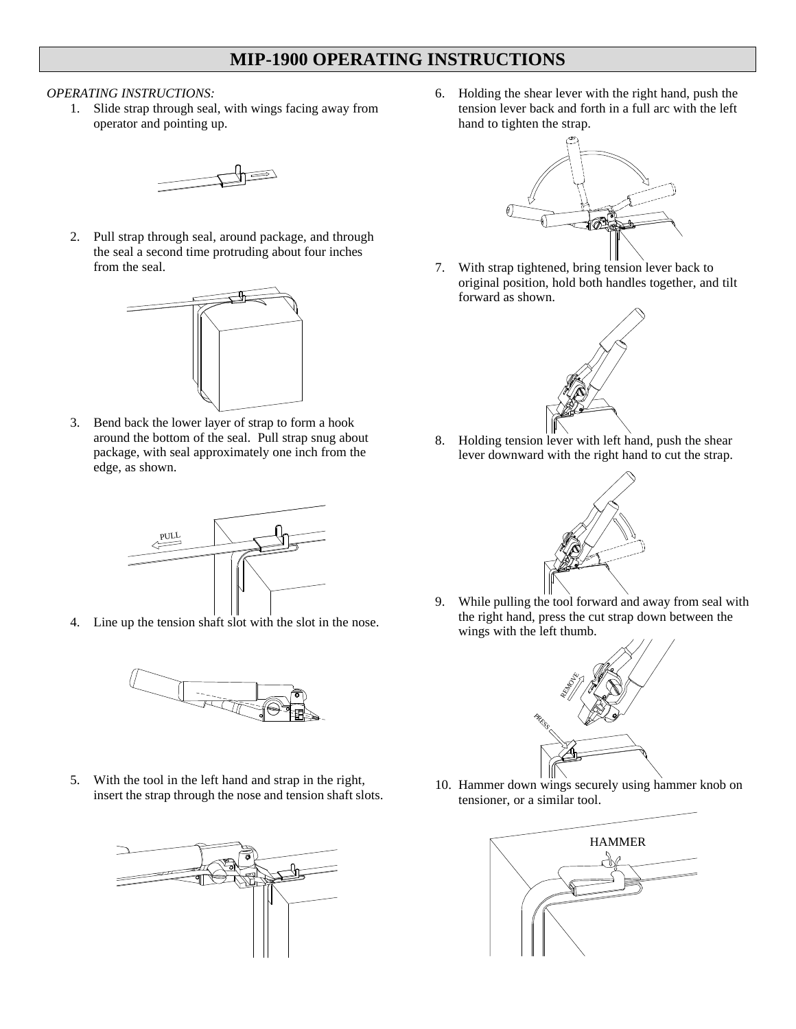# MIP-1900 OPERATING INSTRUCTIONS

*OPERATING INSTRUCTIONS:*

1. Slide strap through seal, with wings facing away from operator and pointing up.

2. Pull strap through seal, around package, and through the seal a second time protruding about four inches from the seal.

3. Bend back the lower layer of strap to form a hook around the bottom of the seal. Pull strap snug about package, with seal approximately one inch from the edge, as shown.

PULL

4. Line up the tension shaft slot with the slot in the nose.

5. With the tool in the left hand and strap in the right, insert the strap through the nose and tension shaft slots.

6. Holding the shear lever with the right hand, push the tension lever back and forth in a full arc with the left hand to tighten the strap.

7. With strap tightened, bring tension lever back to original position, hold both handles together, and tilt forward as shown.

8. Holding tension lever with left hand, push the shear lever downward with the right hand to cut the strap.

9. While pulling the tool forward and away from seal with the right hand, press the cut strap down between the wings with the left thumb.

REMOVE

PRESS

10. Hammer down wings securely using hammer knob on tensioner, or a similar tool.

HAMMER